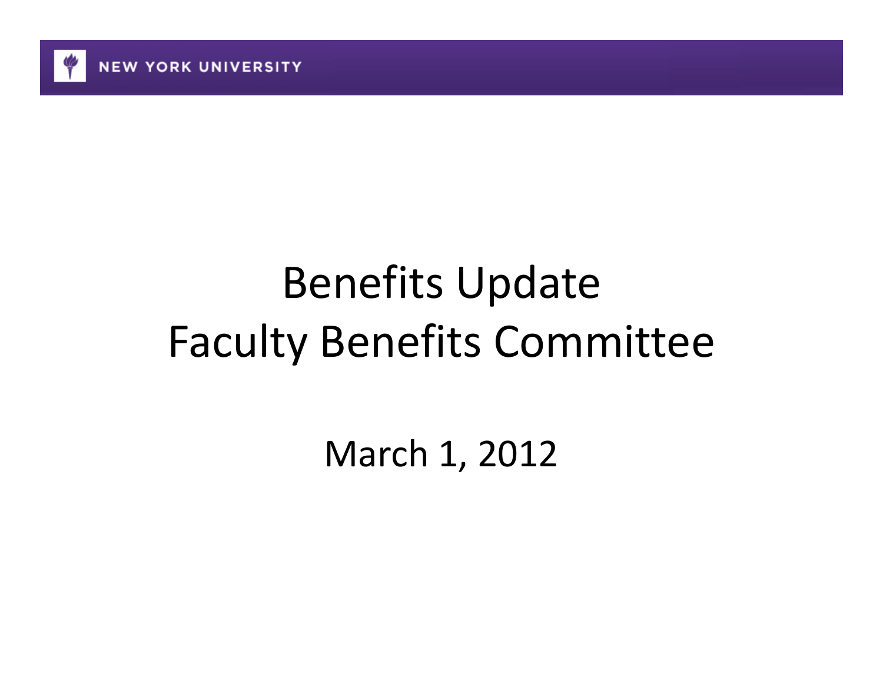NEW YORK UNIVERSITY

# Benefits Update
# Faculty Benefits Committee

March 1, 2012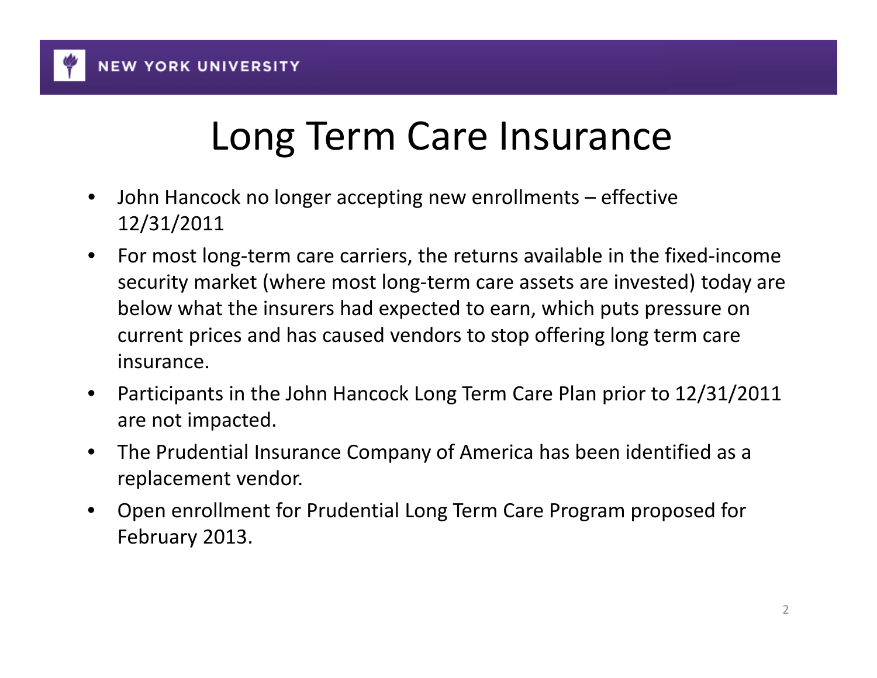# Long Term Care Insurance

- John Hancock no longer accepting new enrollments – effective 12/31/2011
- For most long-term care carriers, the returns available in the fixed-income security market (where most long-term care assets are invested) today are below what the insurers had expected to earn, which puts pressure on current prices and has caused vendors to stop offering long term care insurance.
- Participants in the John Hancock Long Term Care Plan prior to 12/31/2011 are not impacted.
- The Prudential Insurance Company of America has been identified as a replacement vendor.
- Open enrollment for Prudential Long Term Care Program proposed for February 2013.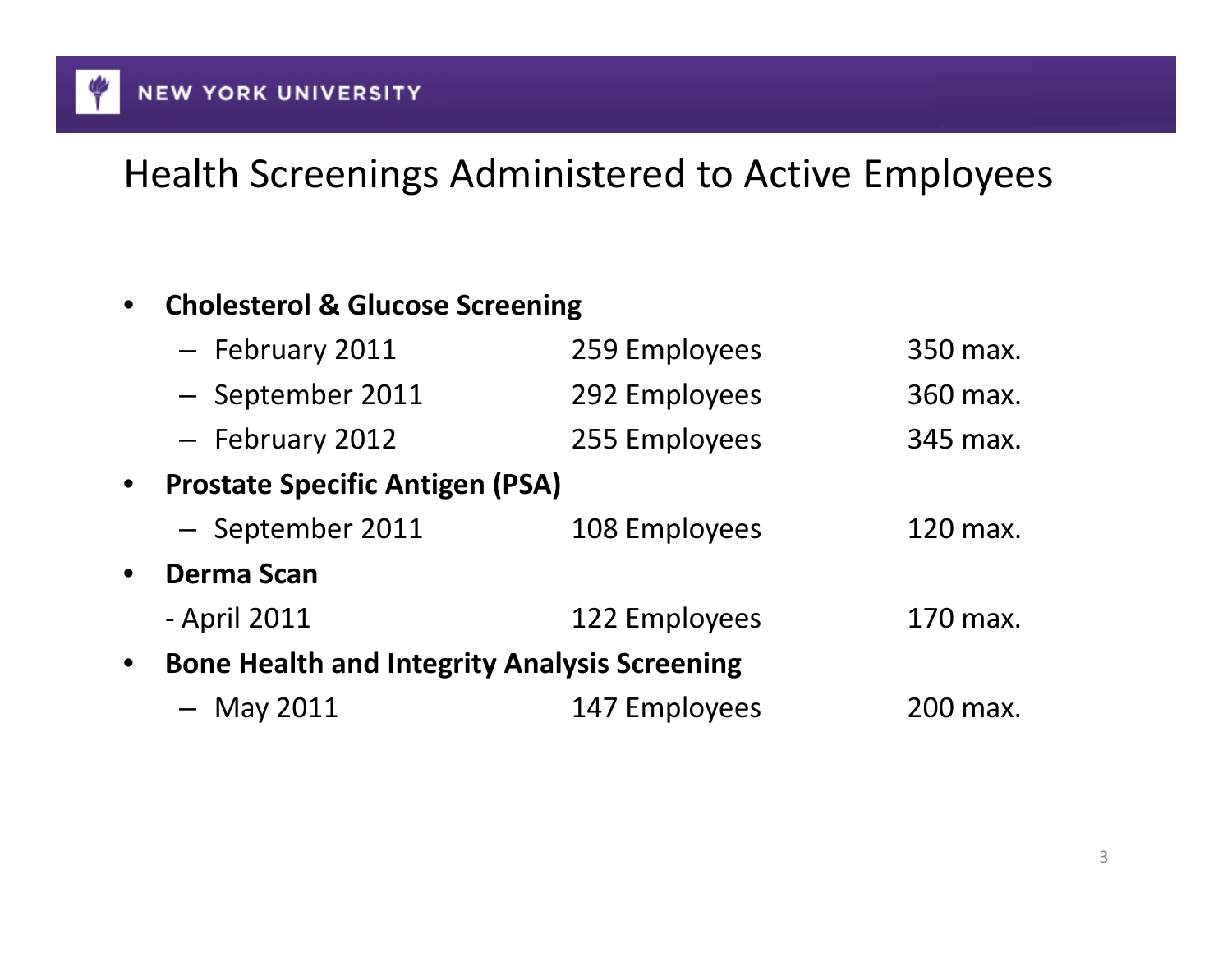# Health Screenings Administered to Active Employees

- **Cholesterol & Glucose Screening**
  - February 2011 259 Employees 350 max.
  - September 2011 292 Employees 360 max.
  - February 2012 255 Employees 345 max.
- **Prostate Specific Antigen (PSA)**
  - September 2011 108 Employees 120 max.
- **Derma Scan**
  - April 2011 122 Employees 170 max.
- **Bone Health and Integrity Analysis Screening**
  - May 2011 147 Employees 200 max.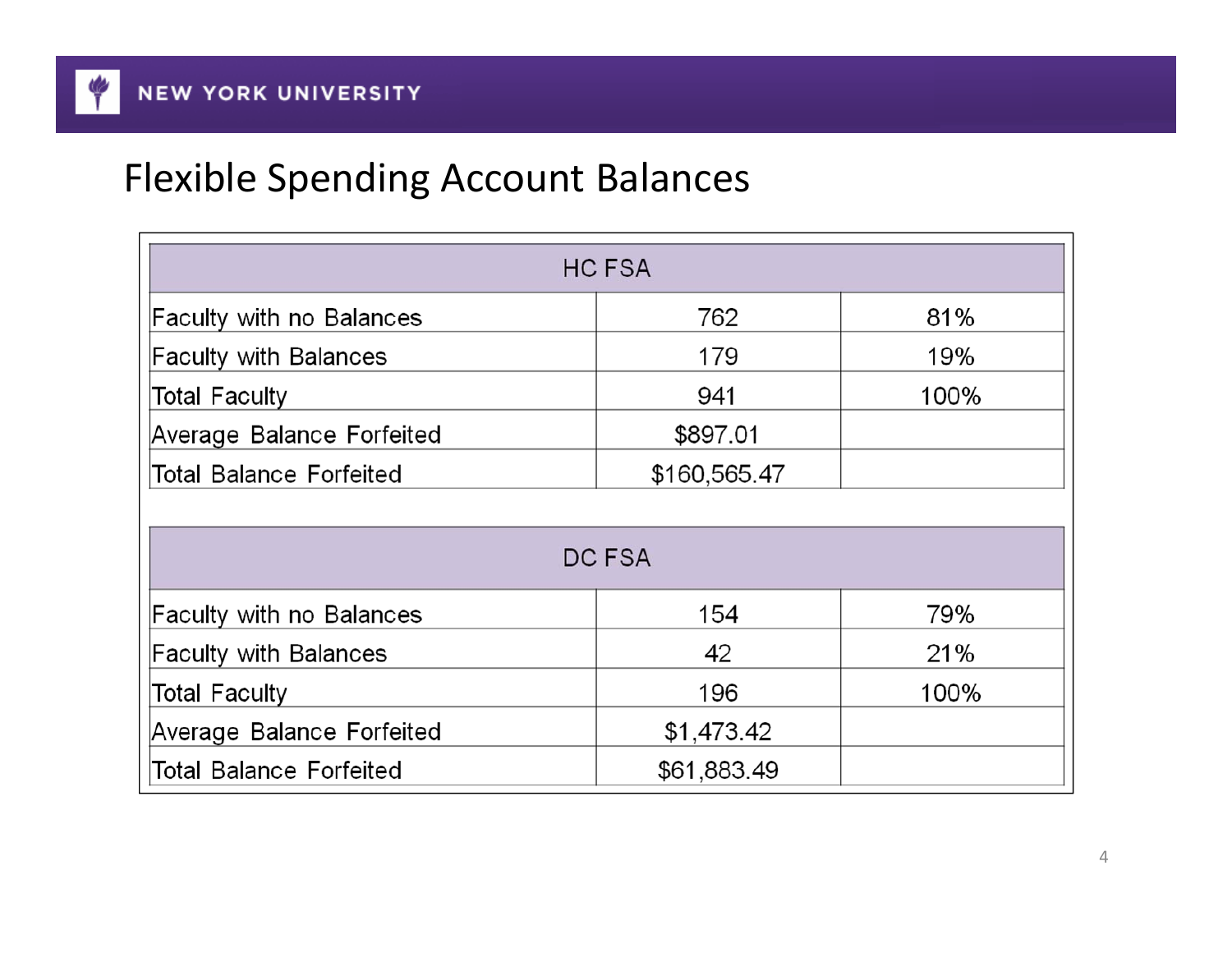# Flexible Spending Account Balances

| HC FSA | | |
|---|---|---|
| Faculty with no Balances | 762 | 81% |
| Faculty with Balances | 179 | 19% |
| Total Faculty | 941 | 100% |
| Average Balance Forfeited | $897.01 | |
| Total Balance Forfeited | $160,565.47 | |

| DC FSA | | |
|---|---|---|
| Faculty with no Balances | 154 | 79% |
| Faculty with Balances | 42 | 21% |
| Total Faculty | 196 | 100% |
| Average Balance Forfeited | $1,473.42 | |
| Total Balance Forfeited | $61,883.49 | |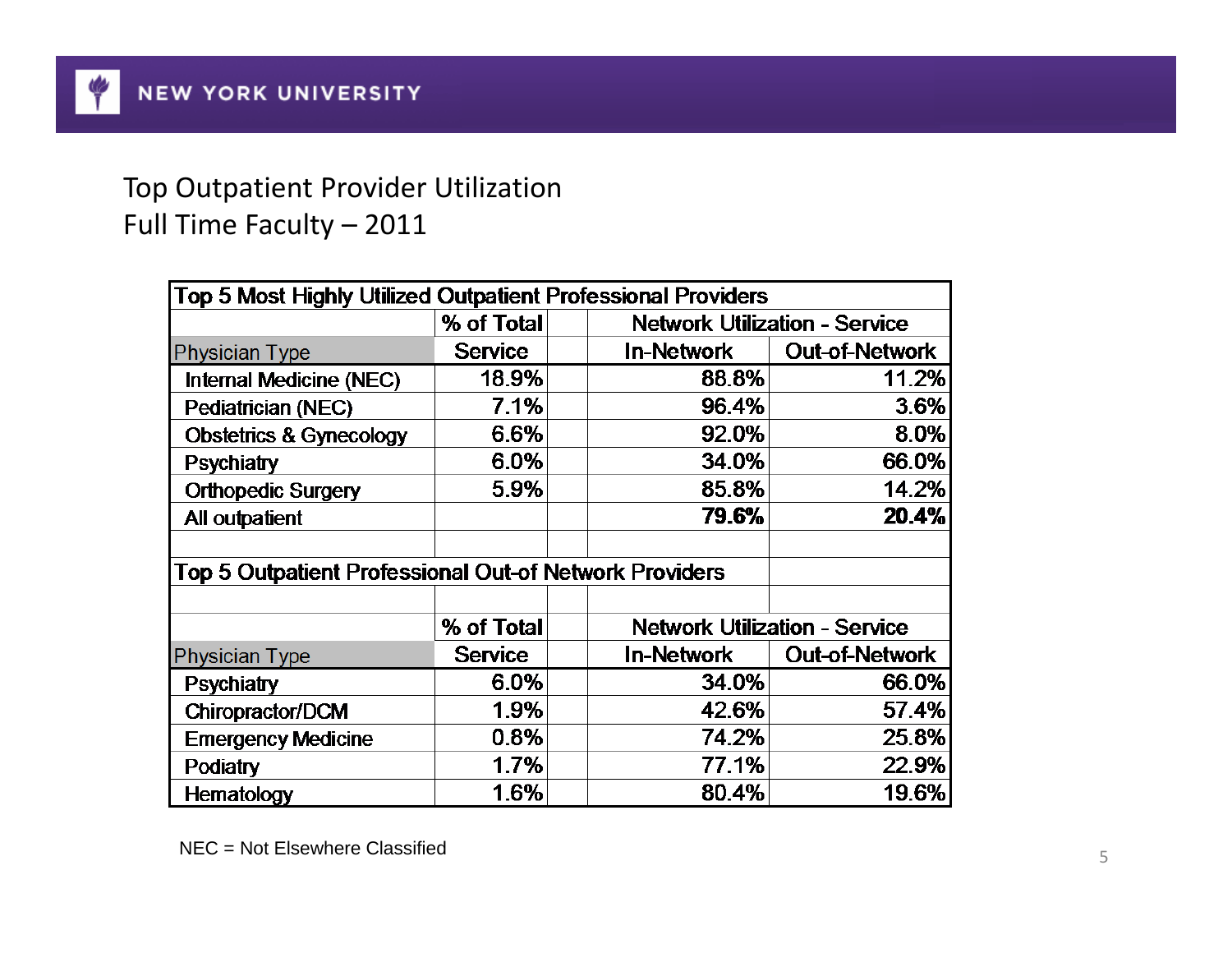# Top Outpatient Provider Utilization
## Full Time Faculty – 2011

**Top 5 Most Highly Utilized Outpatient Professional Providers**

| Physician Type | % of Total Service | Network Utilization - Service In-Network | Network Utilization - Service Out-of-Network |
|---|---|---|---|
| Internal Medicine (NEC) | 18.9% | 88.8% | 11.2% |
| Pediatrician (NEC) | 7.1% | 96.4% | 3.6% |
| Obstetrics & Gynecology | 6.6% | 92.0% | 8.0% |
| Psychiatry | 6.0% | 34.0% | 66.0% |
| Orthopedic Surgery | 5.9% | 85.8% | 14.2% |
| All outpatient | | **79.6%** | **20.4%** |

**Top 5 Outpatient Professional Out-of Network Providers**

| Physician Type | % of Total Service | Network Utilization - Service In-Network | Network Utilization - Service Out-of-Network |
|---|---|---|---|
| Psychiatry | 6.0% | 34.0% | 66.0% |
| Chiropractor/DCM | 1.9% | 42.6% | 57.4% |
| Emergency Medicine | 0.8% | 74.2% | 25.8% |
| Podiatry | 1.7% | 77.1% | 22.9% |
| Hematology | 1.6% | 80.4% | 19.6% |

NEC = Not Elsewhere Classified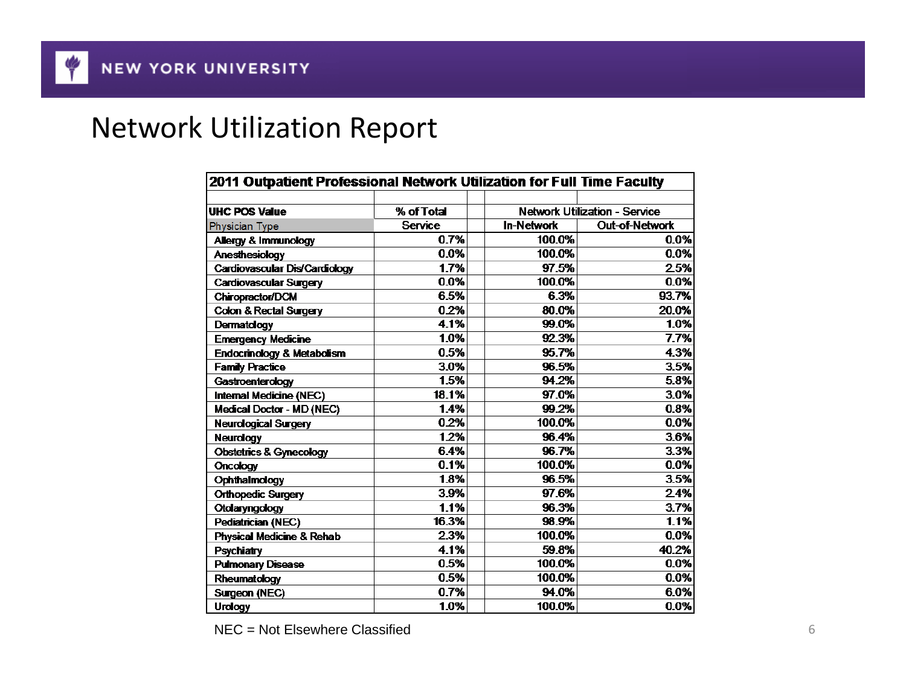# Network Utilization Report

| 2011 Outpatient Professional Network Utilization for Full Time Faculty | | | |
|---|---|---|---|
| **UHC POS Value** | % of Total | Network Utilization - Service | |
| Physician Type | Service | In-Network | Out-of-Network |
| Allergy & Immunology | 0.7% | 100.0% | 0.0% |
| Anesthesiology | 0.0% | 100.0% | 0.0% |
| Cardiovascular Dis/Cardiology | 1.7% | 97.5% | 2.5% |
| Cardiovascular Surgery | 0.0% | 100.0% | 0.0% |
| Chiropractor/DCM | 6.5% | 6.3% | 93.7% |
| Colon & Rectal Surgery | 0.2% | 80.0% | 20.0% |
| Dermatology | 4.1% | 99.0% | 1.0% |
| Emergency Medicine | 1.0% | 92.3% | 7.7% |
| Endocrinology & Metabolism | 0.5% | 95.7% | 4.3% |
| Family Practice | 3.0% | 96.5% | 3.5% |
| Gastroenterology | 1.5% | 94.2% | 5.8% |
| Internal Medicine (NEC) | 18.1% | 97.0% | 3.0% |
| Medical Doctor - MD (NEC) | 1.4% | 99.2% | 0.8% |
| Neurological Surgery | 0.2% | 100.0% | 0.0% |
| Neurology | 1.2% | 96.4% | 3.6% |
| Obstetrics & Gynecology | 6.4% | 96.7% | 3.3% |
| Oncology | 0.1% | 100.0% | 0.0% |
| Ophthalmology | 1.8% | 96.5% | 3.5% |
| Orthopedic Surgery | 3.9% | 97.6% | 2.4% |
| Otolaryngology | 1.1% | 96.3% | 3.7% |
| Pediatrician (NEC) | 16.3% | 98.9% | 1.1% |
| Physical Medicine & Rehab | 2.3% | 100.0% | 0.0% |
| Psychiatry | 4.1% | 59.8% | 40.2% |
| Pulmonary Disease | 0.5% | 100.0% | 0.0% |
| Rheumatology | 0.5% | 100.0% | 0.0% |
| Surgeon (NEC) | 0.7% | 94.0% | 6.0% |
| Urology | 1.0% | 100.0% | 0.0% |

NEC = Not Elsewhere Classified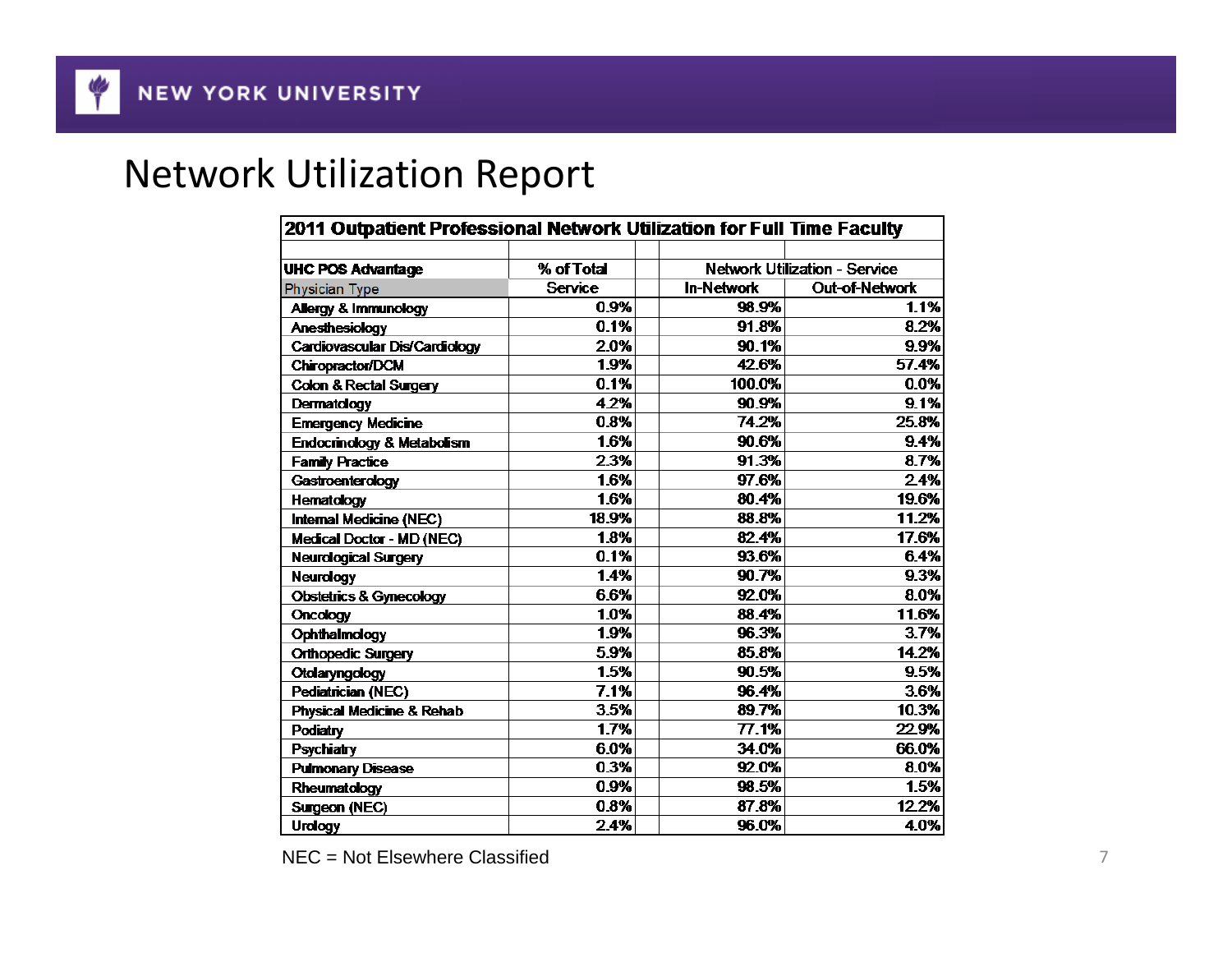# Network Utilization Report

| 2011 Outpatient Professional Network Utilization for Full Time Faculty | | | |
|---|---|---|---|
| **UHC POS Advantage** | % of Total | Network Utilization - Service | |
| Physician Type | Service | In-Network | Out-of-Network |
| Allergy & Immunology | 0.9% | 98.9% | 1.1% |
| Anesthesiology | 0.1% | 91.8% | 8.2% |
| Cardiovascular Dis/Cardiology | 2.0% | 90.1% | 9.9% |
| Chiropractor/DCM | 1.9% | 42.6% | 57.4% |
| Colon & Rectal Surgery | 0.1% | 100.0% | 0.0% |
| Dermatology | 4.2% | 90.9% | 9.1% |
| Emergency Medicine | 0.8% | 74.2% | 25.8% |
| Endocrinology & Metabolism | 1.6% | 90.6% | 9.4% |
| Family Practice | 2.3% | 91.3% | 8.7% |
| Gastroenterology | 1.6% | 97.6% | 2.4% |
| Hematology | 1.6% | 80.4% | 19.6% |
| Internal Medicine (NEC) | 18.9% | 88.8% | 11.2% |
| Medical Doctor - MD (NEC) | 1.8% | 82.4% | 17.6% |
| Neurological Surgery | 0.1% | 93.6% | 6.4% |
| Neurology | 1.4% | 90.7% | 9.3% |
| Obstetrics & Gynecology | 6.6% | 92.0% | 8.0% |
| Oncology | 1.0% | 88.4% | 11.6% |
| Ophthalmology | 1.9% | 96.3% | 3.7% |
| Orthopedic Surgery | 5.9% | 85.8% | 14.2% |
| Otolaryngology | 1.5% | 90.5% | 9.5% |
| Pediatrician (NEC) | 7.1% | 96.4% | 3.6% |
| Physical Medicine & Rehab | 3.5% | 89.7% | 10.3% |
| Podiatry | 1.7% | 77.1% | 22.9% |
| Psychiatry | 6.0% | 34.0% | 66.0% |
| Pulmonary Disease | 0.3% | 92.0% | 8.0% |
| Rheumatology | 0.9% | 98.5% | 1.5% |
| Surgeon (NEC) | 0.8% | 87.8% | 12.2% |
| Urology | 2.4% | 96.0% | 4.0% |

NEC = Not Elsewhere Classified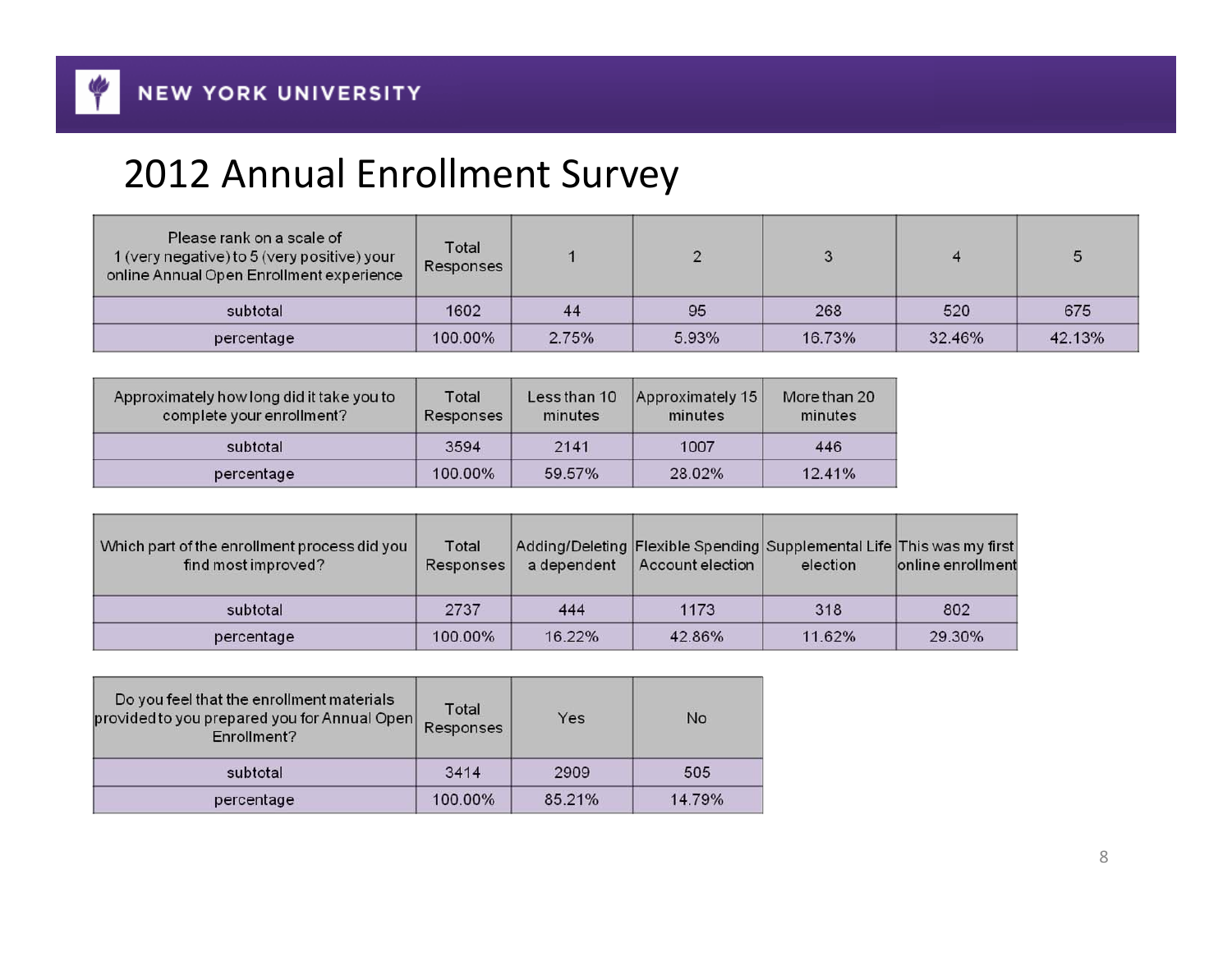NEW YORK UNIVERSITY

# 2012 Annual Enrollment Survey

| Please rank on a scale of 1 (very negative) to 5 (very positive) your online Annual Open Enrollment experience | Total Responses | 1 | 2 | 3 | 4 | 5 |
|---|---|---|---|---|---|---|
| subtotal | 1602 | 44 | 95 | 268 | 520 | 675 |
| percentage | 100.00% | 2.75% | 5.93% | 16.73% | 32.46% | 42.13% |

| Approximately how long did it take you to complete your enrollment? | Total Responses | Less than 10 minutes | Approximately 15 minutes | More than 20 minutes |
|---|---|---|---|---|
| subtotal | 3594 | 2141 | 1007 | 446 |
| percentage | 100.00% | 59.57% | 28.02% | 12.41% |

| Which part of the enrollment process did you find most improved? | Total Responses | Adding/Deleting a dependent | Flexible Spending Account election | Supplemental Life election | This was my first online enrollment |
|---|---|---|---|---|---|
| subtotal | 2737 | 444 | 1173 | 318 | 802 |
| percentage | 100.00% | 16.22% | 42.86% | 11.62% | 29.30% |

| Do you feel that the enrollment materials provided to you prepared you for Annual Open Enrollment? | Total Responses | Yes | No |
|---|---|---|---|
| subtotal | 3414 | 2909 | 505 |
| percentage | 100.00% | 85.21% | 14.79% |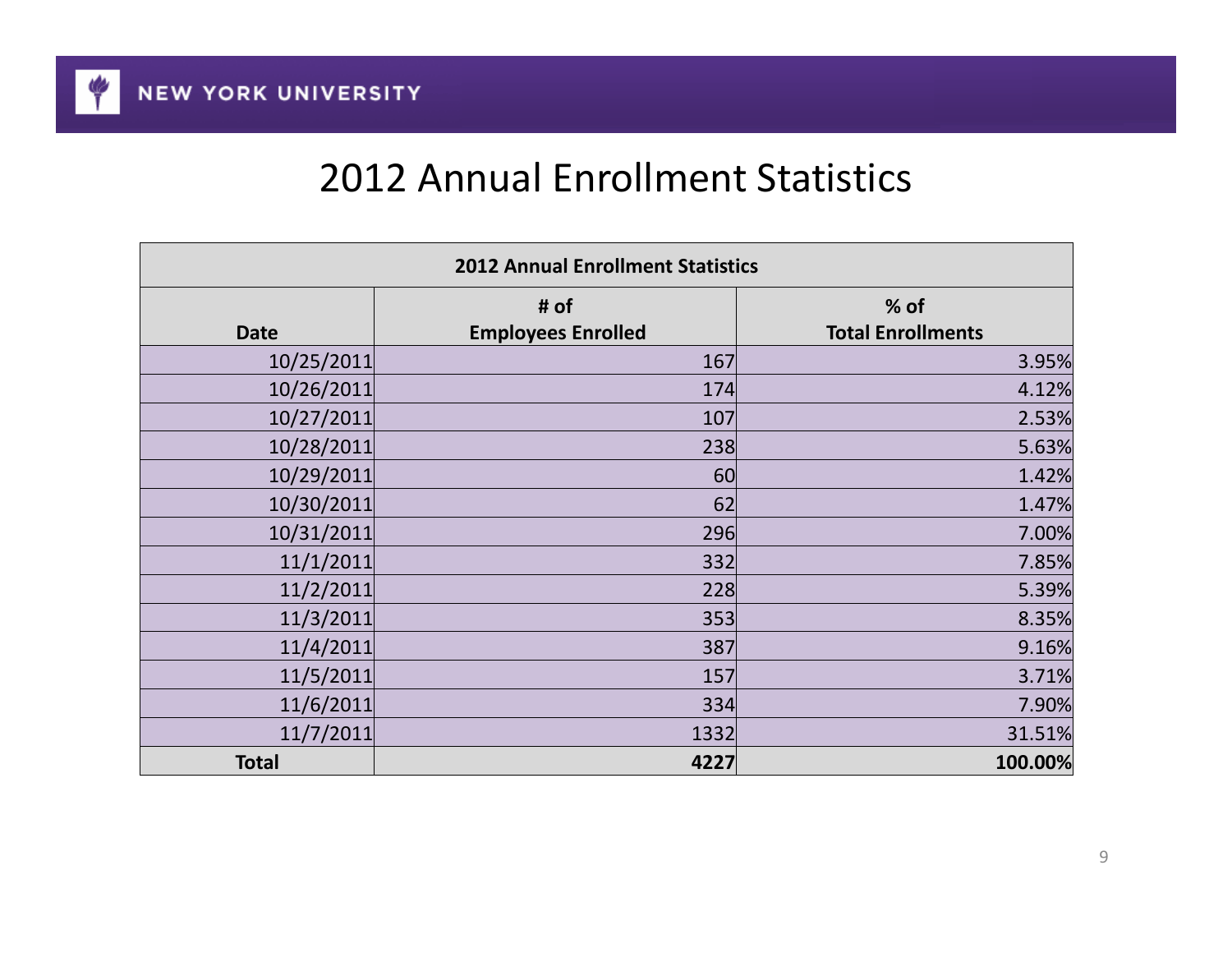# 2012 Annual Enrollment Statistics

| 2012 Annual Enrollment Statistics | | |
|---|---|---|
| **Date** | **# of Employees Enrolled** | **% of Total Enrollments** |
| 10/25/2011 | 167 | 3.95% |
| 10/26/2011 | 174 | 4.12% |
| 10/27/2011 | 107 | 2.53% |
| 10/28/2011 | 238 | 5.63% |
| 10/29/2011 | 60 | 1.42% |
| 10/30/2011 | 62 | 1.47% |
| 10/31/2011 | 296 | 7.00% |
| 11/1/2011 | 332 | 7.85% |
| 11/2/2011 | 228 | 5.39% |
| 11/3/2011 | 353 | 8.35% |
| 11/4/2011 | 387 | 9.16% |
| 11/5/2011 | 157 | 3.71% |
| 11/6/2011 | 334 | 7.90% |
| 11/7/2011 | 1332 | 31.51% |
| **Total** | **4227** | **100.00%** |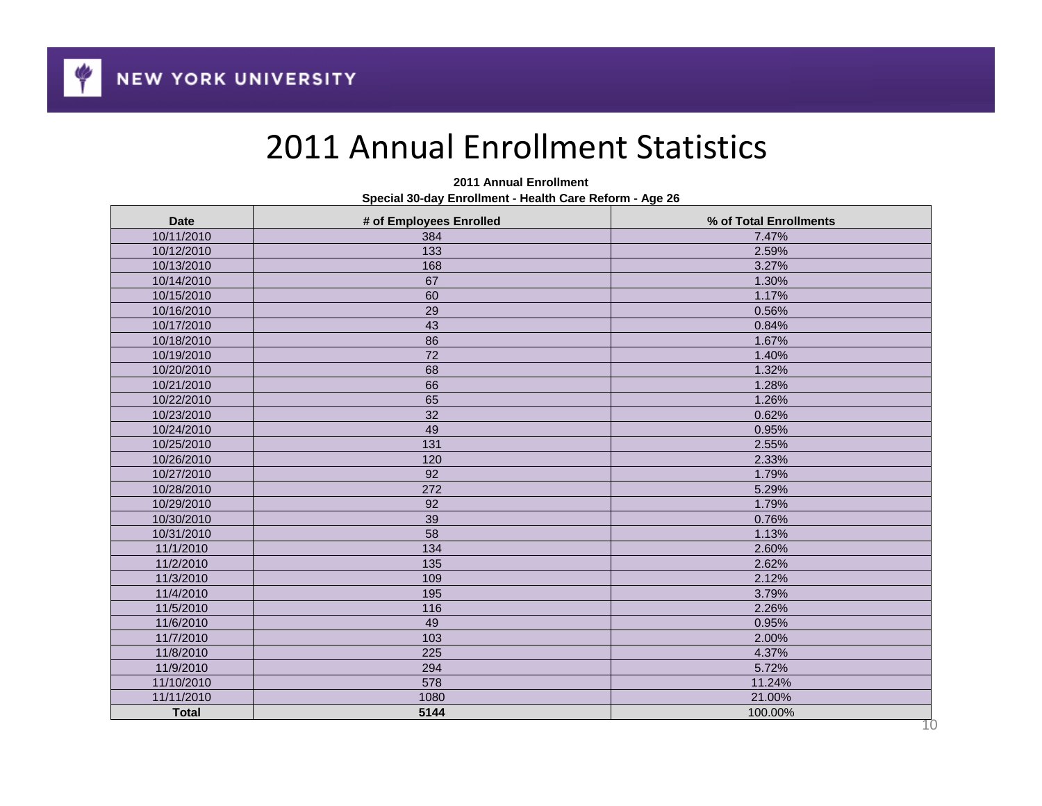# 2011 Annual Enrollment Statistics

**2011 Annual Enrollment**

**Special 30-day Enrollment - Health Care Reform - Age 26**

| Date | # of Employees Enrolled | % of Total Enrollments |
|---|---|---|
| 10/11/2010 | 384 | 7.47% |
| 10/12/2010 | 133 | 2.59% |
| 10/13/2010 | 168 | 3.27% |
| 10/14/2010 | 67 | 1.30% |
| 10/15/2010 | 60 | 1.17% |
| 10/16/2010 | 29 | 0.56% |
| 10/17/2010 | 43 | 0.84% |
| 10/18/2010 | 86 | 1.67% |
| 10/19/2010 | 72 | 1.40% |
| 10/20/2010 | 68 | 1.32% |
| 10/21/2010 | 66 | 1.28% |
| 10/22/2010 | 65 | 1.26% |
| 10/23/2010 | 32 | 0.62% |
| 10/24/2010 | 49 | 0.95% |
| 10/25/2010 | 131 | 2.55% |
| 10/26/2010 | 120 | 2.33% |
| 10/27/2010 | 92 | 1.79% |
| 10/28/2010 | 272 | 5.29% |
| 10/29/2010 | 92 | 1.79% |
| 10/30/2010 | 39 | 0.76% |
| 10/31/2010 | 58 | 1.13% |
| 11/1/2010 | 134 | 2.60% |
| 11/2/2010 | 135 | 2.62% |
| 11/3/2010 | 109 | 2.12% |
| 11/4/2010 | 195 | 3.79% |
| 11/5/2010 | 116 | 2.26% |
| 11/6/2010 | 49 | 0.95% |
| 11/7/2010 | 103 | 2.00% |
| 11/8/2010 | 225 | 4.37% |
| 11/9/2010 | 294 | 5.72% |
| 11/10/2010 | 578 | 11.24% |
| 11/11/2010 | 1080 | 21.00% |
| **Total** | **5144** | 100.00% |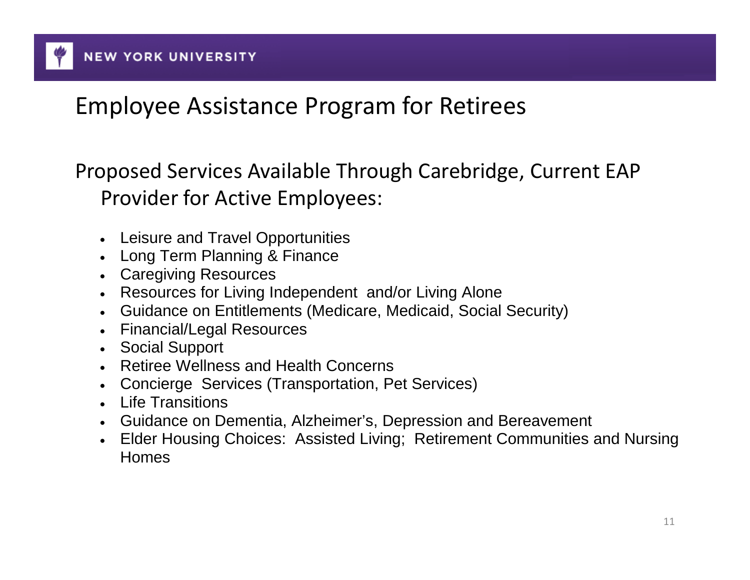# Employee Assistance Program for Retirees

## Proposed Services Available Through Carebridge, Current EAP Provider for Active Employees:

- Leisure and Travel Opportunities
- Long Term Planning & Finance
- Caregiving Resources
- Resources for Living Independent and/or Living Alone
- Guidance on Entitlements (Medicare, Medicaid, Social Security)
- Financial/Legal Resources
- Social Support
- Retiree Wellness and Health Concerns
- Concierge Services (Transportation, Pet Services)
- Life Transitions
- Guidance on Dementia, Alzheimer's, Depression and Bereavement
- Elder Housing Choices: Assisted Living; Retirement Communities and Nursing Homes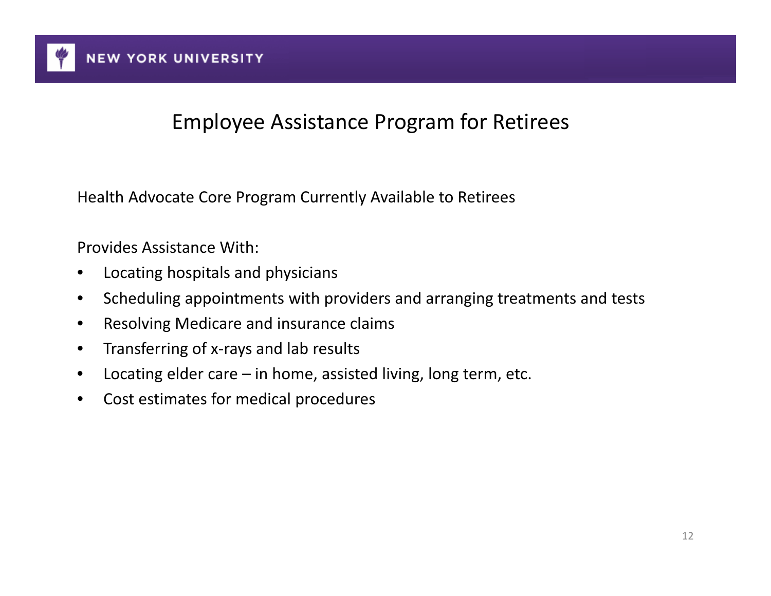# Employee Assistance Program for Retirees

Health Advocate Core Program Currently Available to Retirees

Provides Assistance With:

- Locating hospitals and physicians
- Scheduling appointments with providers and arranging treatments and tests
- Resolving Medicare and insurance claims
- Transferring of x-rays and lab results
- Locating elder care – in home, assisted living, long term, etc.
- Cost estimates for medical procedures